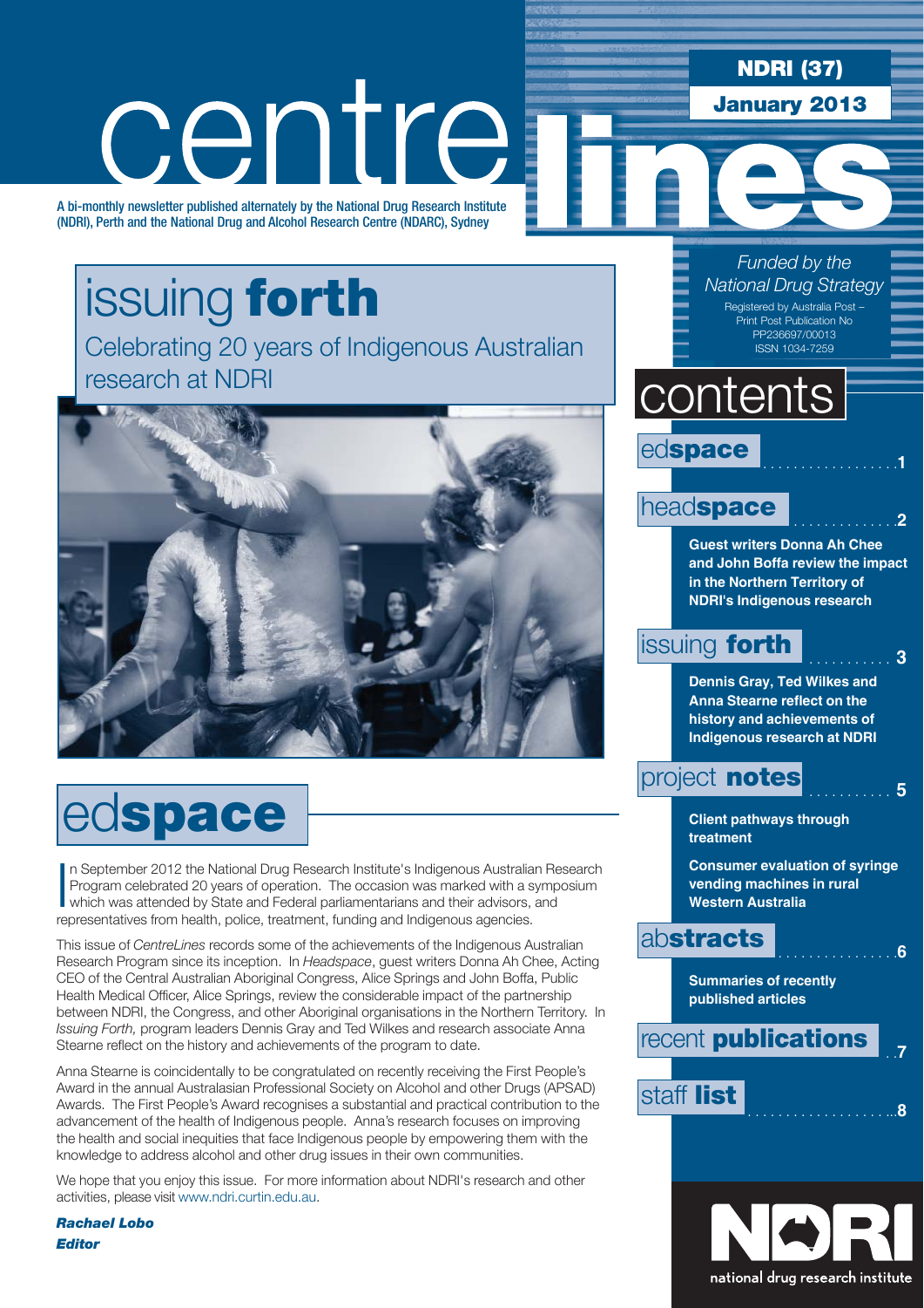# centre lines

**NDRI (37)**

**January 2013**

A bi-monthly newsletter published alternately by the National Drug Research Institute (NDRI), Perth and the National Drug and Alcohol Research Centre (NDARC), Sydney

*Funded by the National Drug Strategy*

Registered by Australia Post – Print Post Publication No PP236697/00013
ISSN 1034-7259

## issuing **forth**

Celebrating 20 years of Indigenous Australian research at NDRI

## contents

**edspace** .....1

**headspace** .....2

**Guest writers Donna Ah Chee and John Boffa review the impact in the Northern Territory of NDRI's Indigenous research**

**issuing forth** .....3

**Dennis Gray, Ted Wilkes and Anna Stearne reflect on the history and achievements of Indigenous research at NDRI**

**project notes** .....5

**Client pathways through treatment**

**Consumer evaluation of syringe vending machines in rural Western Australia**

**abstracts** .....6

**Summaries of recently published articles**

**recent publications** .....7

**staff list** .....8

## ed**space**

In September 2012 the National Drug Research Institute's Indigenous Australian Research Program celebrated 20 years of operation. The occasion was marked with a symposium which was attended by State and Federal parliamentarians and their advisors, and representatives from health, police, treatment, funding and Indigenous agencies.

This issue of *CentreLines* records some of the achievements of the Indigenous Australian Research Program since its inception. In *Headspace*, guest writers Donna Ah Chee, Acting CEO of the Central Australian Aboriginal Congress, Alice Springs and John Boffa, Public Health Medical Officer, Alice Springs, review the considerable impact of the partnership between NDRI, the Congress, and other Aboriginal organisations in the Northern Territory. In *Issuing Forth,* program leaders Dennis Gray and Ted Wilkes and research associate Anna Stearne reflect on the history and achievements of the program to date.

Anna Stearne is coincidentally to be congratulated on recently receiving the First People's Award in the annual Australasian Professional Society on Alcohol and other Drugs (APSAD) Awards. The First People's Award recognises a substantial and practical contribution to the advancement of the health of Indigenous people. Anna's research focuses on improving the health and social inequities that face Indigenous people by empowering them with the knowledge to address alcohol and other drug issues in their own communities.

We hope that you enjoy this issue. For more information about NDRI's research and other activities, please visit www.ndri.curtin.edu.au.

***Rachael Lobo***
***Editor***

national drug research institute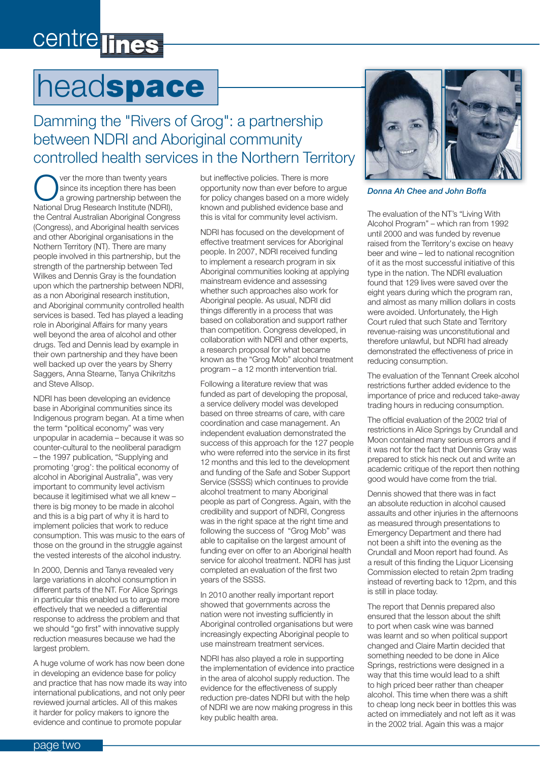# headspace

## Damming the "Rivers of Grog": a partnership between NDRI and Aboriginal community controlled health services in the Northern Territory

Over the more than twenty years since its inception there has been a growing partnership between the National Drug Research Institute (NDRI), the Central Australian Aboriginal Congress (Congress), and Aboriginal health services and other Aboriginal organisations in the Northern Territory (NT). There are many people involved in this partnership, but the strength of the partnership between Ted Wilkes and Dennis Gray is the foundation upon which the partnership between NDRI, as a non Aboriginal research institution, and Aboriginal community controlled health services is based. Ted has played a leading role in Aboriginal Affairs for many years well beyond the area of alcohol and other drugs. Ted and Dennis lead by example in their own partnership and they have been well backed up over the years by Sherry Saggers, Anna Stearne, Tanya Chikritzhs and Steve Allsop.

NDRI has been developing an evidence base in Aboriginal communities since its Indigenous program began. At a time when the term "political economy" was very unpopular in academia – because it was so counter-cultural to the neoliberal paradigm – the 1997 publication, "Supplying and promoting 'grog': the political economy of alcohol in Aboriginal Australia", was very important to community level activism because it legitimised what we all knew – there is big money to be made in alcohol and this is a big part of why it is hard to implement policies that work to reduce consumption. This was music to the ears of those on the ground in the struggle against the vested interests of the alcohol industry.

In 2000, Dennis and Tanya revealed very large variations in alcohol consumption in different parts of the NT. For Alice Springs in particular this enabled us to argue more effectively that we needed a differential response to address the problem and that we should "go first" with innovative supply reduction measures because we had the largest problem.

A huge volume of work has now been done in developing an evidence base for policy and practice that has now made its way into international publications, and not only peer reviewed journal articles. All of this makes it harder for policy makers to ignore the evidence and continue to promote popular but ineffective policies. There is more opportunity now than ever before to argue for policy changes based on a more widely known and published evidence base and this is vital for community level activism.

NDRI has focused on the development of effective treatment services for Aboriginal people. In 2007, NDRI received funding to implement a research program in six Aboriginal communities looking at applying mainstream evidence and assessing whether such approaches also work for Aboriginal people. As usual, NDRI did things differently in a process that was based on collaboration and support rather than competition. Congress developed, in collaboration with NDRI and other experts, a research proposal for what became known as the "Grog Mob" alcohol treatment program – a 12 month intervention trial.

Following a literature review that was funded as part of developing the proposal, a service delivery model was developed based on three streams of care, with care coordination and case management. An independent evaluation demonstrated the success of this approach for the 127 people who were referred into the service in its first 12 months and this led to the development and funding of the Safe and Sober Support Service (SSSS) which continues to provide alcohol treatment to many Aboriginal people as part of Congress. Again, with the credibility and support of NDRI, Congress was in the right space at the right time and following the success of "Grog Mob" was able to capitalise on the largest amount of funding ever on offer to an Aboriginal health service for alcohol treatment. NDRI has just completed an evaluation of the first two years of the SSSS.

In 2010 another really important report showed that governments across the nation were not investing sufficiently in Aboriginal controlled organisations but were increasingly expecting Aboriginal people to use mainstream treatment services.

NDRI has also played a role in supporting the implementation of evidence into practice in the area of alcohol supply reduction. The evidence for the effectiveness of supply reduction pre-dates NDRI but with the help of NDRI we are now making progress in this key public health area.

*Donna Ah Chee and John Boffa*

The evaluation of the NT's "Living With Alcohol Program" – which ran from 1992 until 2000 and was funded by revenue raised from the Territory's excise on heavy beer and wine – led to national recognition of it as the most successful initiative of this type in the nation. The NDRI evaluation found that 129 lives were saved over the eight years during which the program ran, and almost as many million dollars in costs were avoided. Unfortunately, the High Court ruled that such State and Territory revenue-raising was unconstitutional and therefore unlawful, but NDRI had already demonstrated the effectiveness of price in reducing consumption.

The evaluation of the Tennant Creek alcohol restrictions further added evidence to the importance of price and reduced take-away trading hours in reducing consumption.

The official evaluation of the 2002 trial of restrictions in Alice Springs by Crundall and Moon contained many serious errors and if it was not for the fact that Dennis Gray was prepared to stick his neck out and write an academic critique of the report then nothing good would have come from the trial.

Dennis showed that there was in fact an absolute reduction in alcohol caused assaults and other injuries in the afternoons as measured through presentations to Emergency Department and there had not been a shift into the evening as the Crundall and Moon report had found. As a result of this finding the Liquor Licensing Commission elected to retain 2pm trading instead of reverting back to 12pm, and this is still in place today.

The report that Dennis prepared also ensured that the lesson about the shift to port when cask wine was banned was learnt and so when political support changed and Claire Martin decided that something needed to be done in Alice Springs, restrictions were designed in a way that this time would lead to a shift to high priced beer rather than cheaper alcohol. This time when there was a shift to cheap long neck beer in bottles this was acted on immediately and not left as it was in the 2002 trial. Again this was a major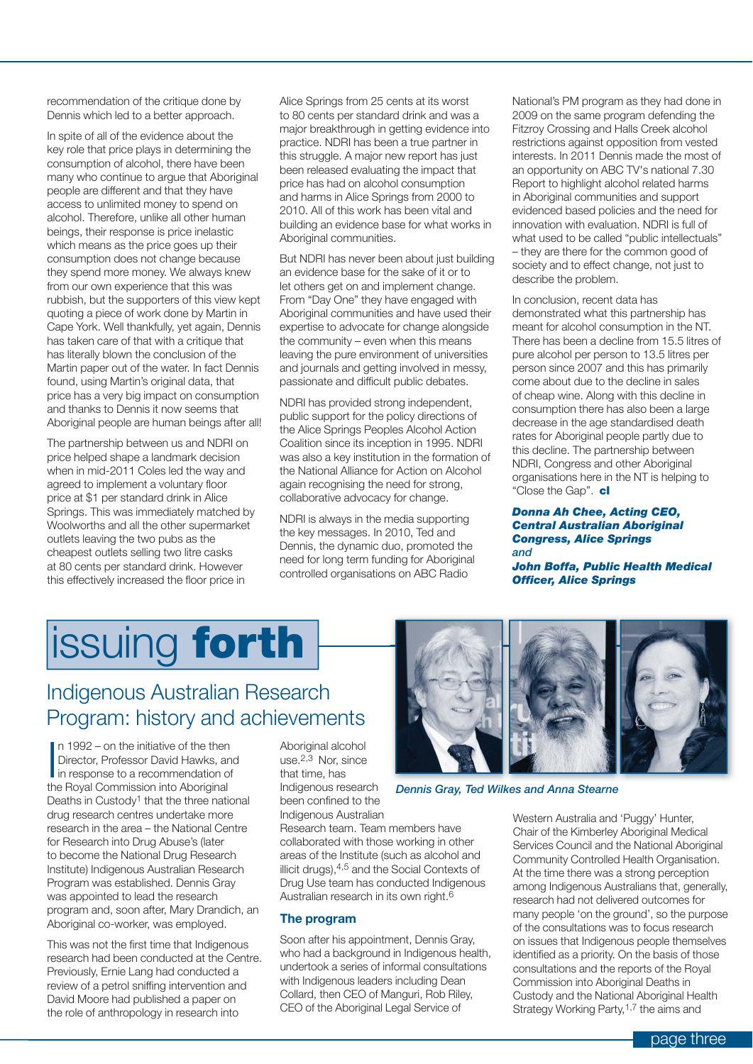recommendation of the critique done by Dennis which led to a better approach.

In spite of all of the evidence about the key role that price plays in determining the consumption of alcohol, there have been many who continue to argue that Aboriginal people are different and that they have access to unlimited money to spend on alcohol. Therefore, unlike all other human beings, their response is price inelastic which means as the price goes up their consumption does not change because they spend more money. We always knew from our own experience that this was rubbish, but the supporters of this view kept quoting a piece of work done by Martin in Cape York. Well thankfully, yet again, Dennis has taken care of that with a critique that has literally blown the conclusion of the Martin paper out of the water. In fact Dennis found, using Martin's original data, that price has a very big impact on consumption and thanks to Dennis it now seems that Aboriginal people are human beings after all!

The partnership between us and NDRI on price helped shape a landmark decision when in mid-2011 Coles led the way and agreed to implement a voluntary floor price at $1 per standard drink in Alice Springs. This was immediately matched by Woolworths and all the other supermarket outlets leaving the two pubs as the cheapest outlets selling two litre casks at 80 cents per standard drink. However this effectively increased the floor price in Alice Springs from 25 cents at its worst to 80 cents per standard drink and was a major breakthrough in getting evidence into practice. NDRI has been a true partner in this struggle. A major new report has just been released evaluating the impact that price has had on alcohol consumption and harms in Alice Springs from 2000 to 2010. All of this work has been vital and building an evidence base for what works in Aboriginal communities.

But NDRI has never been about just building an evidence base for the sake of it or to let others get on and implement change. From "Day One" they have engaged with Aboriginal communities and have used their expertise to advocate for change alongside the community – even when this means leaving the pure environment of universities and journals and getting involved in messy, passionate and difficult public debates.

NDRI has provided strong independent, public support for the policy directions of the Alice Springs Peoples Alcohol Action Coalition since its inception in 1995. NDRI was also a key institution in the formation of the National Alliance for Action on Alcohol again recognising the need for strong, collaborative advocacy for change.

NDRI is always in the media supporting the key messages. In 2010, Ted and Dennis, the dynamic duo, promoted the need for long term funding for Aboriginal controlled organisations on ABC Radio National's PM program as they had done in 2009 on the same program defending the Fitzroy Crossing and Halls Creek alcohol restrictions against opposition from vested interests. In 2011 Dennis made the most of an opportunity on ABC TV's national 7.30 Report to highlight alcohol related harms in Aboriginal communities and support evidenced based policies and the need for innovation with evaluation. NDRI is full of what used to be called "public intellectuals" – they are there for the common good of society and to effect change, not just to describe the problem.

In conclusion, recent data has demonstrated what this partnership has meant for alcohol consumption in the NT. There has been a decline from 15.5 litres of pure alcohol per person to 13.5 litres per person since 2007 and this has primarily come about due to the decline in sales of cheap wine. Along with this decline in consumption there has also been a large decrease in the age standardised death rates for Aboriginal people partly due to this decline. The partnership between NDRI, Congress and other Aboriginal organisations here in the NT is helping to "Close the Gap". **cl**

***Donna Ah Chee, Acting CEO, Central Australian Aboriginal Congress, Alice Springs***
*and*
***John Boffa, Public Health Medical Officer, Alice Springs***

# issuing **forth**

## Indigenous Australian Research Program: history and achievements

*Dennis Gray, Ted Wilkes and Anna Stearne*

In 1992 – on the initiative of the then Director, Professor David Hawks, and in response to a recommendation of the Royal Commission into Aboriginal Deaths in Custody[1] that the three national drug research centres undertake more research in the area – the National Centre for Research into Drug Abuse's (later to become the National Drug Research Institute) Indigenous Australian Research Program was established. Dennis Gray was appointed to lead the research program and, soon after, Mary Drandich, an Aboriginal co-worker, was employed.

This was not the first time that Indigenous research had been conducted at the Centre. Previously, Ernie Lang had conducted a review of a petrol sniffing intervention and David Moore had published a paper on the role of anthropology in research into Aboriginal alcohol use.[2,3] Nor, since that time, has Indigenous research been confined to the Indigenous Australian Research team. Team members have collaborated with those working in other areas of the Institute (such as alcohol and illicit drugs),[4,5] and the Social Contexts of Drug Use team has conducted Indigenous Australian research in its own right.[6]

### The program

Soon after his appointment, Dennis Gray, who had a background in Indigenous health, undertook a series of informal consultations with Indigenous leaders including Dean Collard, then CEO of Manguri, Rob Riley, CEO of the Aboriginal Legal Service of Western Australia and 'Puggy' Hunter, Chair of the Kimberley Aboriginal Medical Services Council and the National Aboriginal Community Controlled Health Organisation. At the time there was a strong perception among Indigenous Australians that, generally, research had not delivered outcomes for many people 'on the ground', so the purpose of the consultations was to focus research on issues that Indigenous people themselves identified as a priority. On the basis of those consultations and the reports of the Royal Commission into Aboriginal Deaths in Custody and the National Aboriginal Health Strategy Working Party,[1,7] the aims and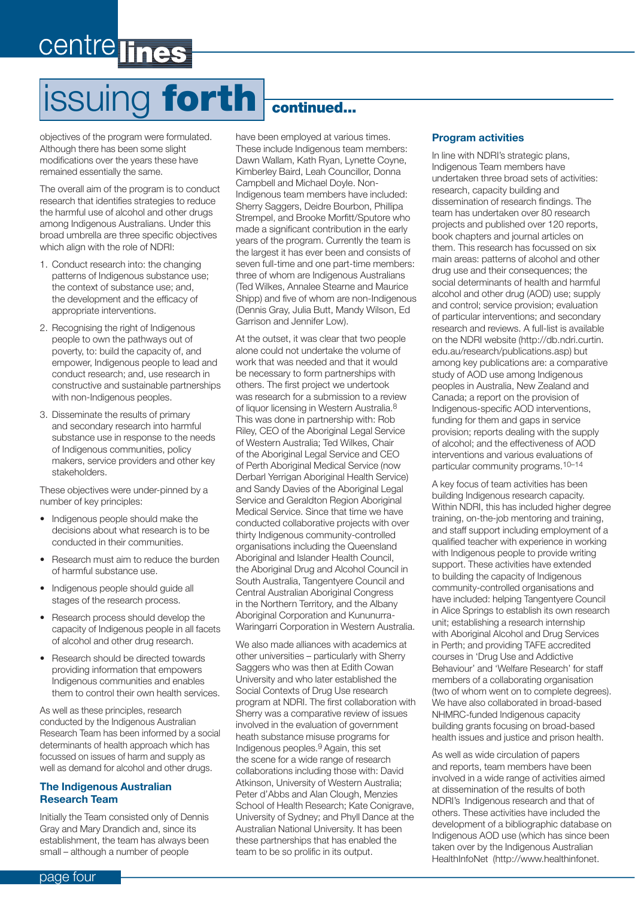# issuing **forth** continued...

objectives of the program were formulated. Although there has been some slight modifications over the years these have remained essentially the same.

The overall aim of the program is to conduct research that identifies strategies to reduce the harmful use of alcohol and other drugs among Indigenous Australians. Under this broad umbrella are three specific objectives which align with the role of NDRI:

1. Conduct research into: the changing patterns of Indigenous substance use; the context of substance use; and, the development and the efficacy of appropriate interventions.
2. Recognising the right of Indigenous people to own the pathways out of poverty, to: build the capacity of, and empower, Indigenous people to lead and conduct research; and, use research in constructive and sustainable partnerships with non-Indigenous peoples.
3. Disseminate the results of primary and secondary research into harmful substance use in response to the needs of Indigenous communities, policy makers, service providers and other key stakeholders.

These objectives were under-pinned by a number of key principles:

- Indigenous people should make the decisions about what research is to be conducted in their communities.
- Research must aim to reduce the burden of harmful substance use.
- Indigenous people should guide all stages of the research process.
- Research process should develop the capacity of Indigenous people in all facets of alcohol and other drug research.
- Research should be directed towards providing information that empowers Indigenous communities and enables them to control their own health services.

As well as these principles, research conducted by the Indigenous Australian Research Team has been informed by a social determinants of health approach which has focussed on issues of harm and supply as well as demand for alcohol and other drugs.

## The Indigenous Australian Research Team

Initially the Team consisted only of Dennis Gray and Mary Drandich and, since its establishment, the team has always been small – although a number of people have been employed at various times. These include Indigenous team members: Dawn Wallam, Kath Ryan, Lynette Coyne, Kimberley Baird, Leah Councillor, Donna Campbell and Michael Doyle. Non-Indigenous team members have included: Sherry Saggers, Deidre Bourbon, Phillipa Strempel, and Brooke Morfitt/Sputore who made a significant contribution in the early years of the program. Currently the team is the largest it has ever been and consists of seven full-time and one part-time members: three of whom are Indigenous Australians (Ted Wilkes, Annalee Stearne and Maurice Shipp) and five of whom are non-Indigenous (Dennis Gray, Julia Butt, Mandy Wilson, Ed Garrison and Jennifer Low).

At the outset, it was clear that two people alone could not undertake the volume of work that was needed and that it would be necessary to form partnerships with others. The first project we undertook was research for a submission to a review of liquor licensing in Western Australia.[8] This was done in partnership with: Rob Riley, CEO of the Aboriginal Legal Service of Western Australia; Ted Wilkes, Chair of the Aboriginal Legal Service and CEO of Perth Aboriginal Medical Service (now Derbarl Yerrigan Aboriginal Health Service) and Sandy Davies of the Aboriginal Legal Service and Geraldton Region Aboriginal Medical Service. Since that time we have conducted collaborative projects with over thirty Indigenous community-controlled organisations including the Queensland Aboriginal and Islander Health Council, the Aboriginal Drug and Alcohol Council in South Australia, Tangentyere Council and Central Australian Aboriginal Congress in the Northern Territory, and the Albany Aboriginal Corporation and Kununurra-Waringarri Corporation in Western Australia.

We also made alliances with academics at other universities – particularly with Sherry Saggers who was then at Edith Cowan University and who later established the Social Contexts of Drug Use research program at NDRI. The first collaboration with Sherry was a comparative review of issues involved in the evaluation of government heath substance misuse programs for Indigenous peoples.[9] Again, this set the scene for a wide range of research collaborations including those with: David Atkinson, University of Western Australia; Peter d'Abbs and Alan Clough, Menzies School of Health Research; Kate Conigrave, University of Sydney; and Phyll Dance at the Australian National University. It has been these partnerships that has enabled the team to be so prolific in its output.

## Program activities

In line with NDRI's strategic plans, Indigenous Team members have undertaken three broad sets of activities: research, capacity building and dissemination of research findings. The team has undertaken over 80 research projects and published over 120 reports, book chapters and journal articles on them. This research has focussed on six main areas: patterns of alcohol and other drug use and their consequences; the social determinants of health and harmful alcohol and other drug (AOD) use; supply and control; service provision; evaluation of particular interventions; and secondary research and reviews. A full-list is available on the NDRI website (http://db.ndri.curtin.edu.au/research/publications.asp) but among key publications are: a comparative study of AOD use among Indigenous peoples in Australia, New Zealand and Canada; a report on the provision of Indigenous-specific AOD interventions, funding for them and gaps in service provision; reports dealing with the supply of alcohol; and the effectiveness of AOD interventions and various evaluations of particular community programs.[10–14]

A key focus of team activities has been building Indigenous research capacity. Within NDRI, this has included higher degree training, on-the-job mentoring and training, and staff support including employment of a qualified teacher with experience in working with Indigenous people to provide writing support. These activities have extended to building the capacity of Indigenous community-controlled organisations and have included: helping Tangentyere Council in Alice Springs to establish its own research unit; establishing a research internship with Aboriginal Alcohol and Drug Services in Perth; and providing TAFE accredited courses in 'Drug Use and Addictive Behaviour' and 'Welfare Research' for staff members of a collaborating organisation (two of whom went on to complete degrees). We have also collaborated in broad-based NHMRC-funded Indigenous capacity building grants focusing on broad-based health issues and justice and prison health.

As well as wide circulation of papers and reports, team members have been involved in a wide range of activities aimed at dissemination of the results of both NDRI's Indigenous research and that of others. These activities have included the development of a bibliographic database on Indigenous AOD use (which has since been taken over by the Indigenous Australian HealthInfoNet (http://www.healthinfonet.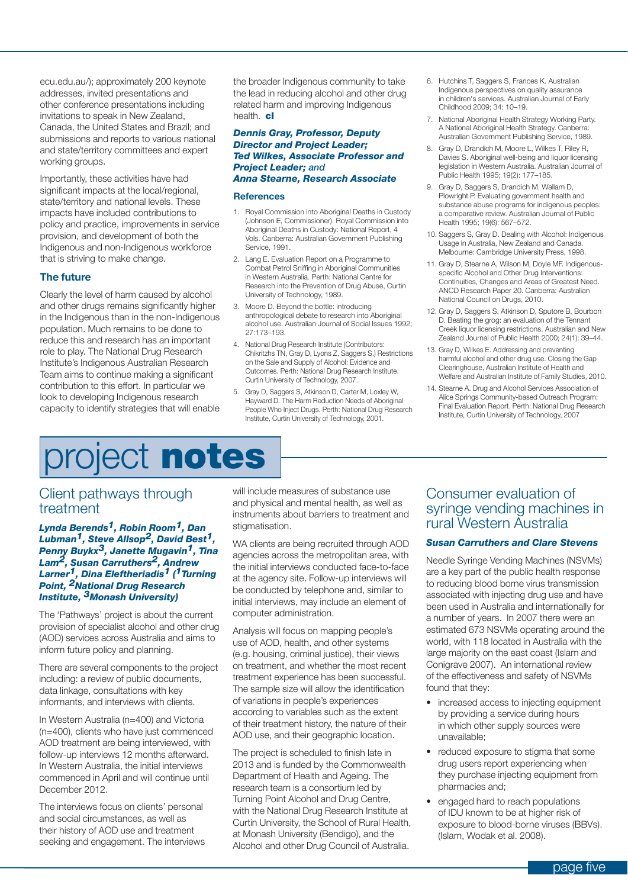ecu.edu.au/); approximately 200 keynote addresses, invited presentations and other conference presentations including invitations to speak in New Zealand, Canada, the United States and Brazil; and submissions and reports to various national and state/territory committees and expert working groups.

Importantly, these activities have had significant impacts at the local/regional, state/territory and national levels. These impacts have included contributions to policy and practice, improvements in service provision, and development of both the Indigenous and non-Indigenous workforce that is striving to make change.

### The future

Clearly the level of harm caused by alcohol and other drugs remains significantly higher in the Indigenous than in the non-Indigenous population. Much remains to be done to reduce this and research has an important role to play. The National Drug Research Institute's Indigenous Australian Research Team aims to continue making a significant contribution to this effort. In particular we look to developing Indigenous research capacity to identify strategies that will enable the broader Indigenous community to take the lead in reducing alcohol and other drug related harm and improving Indigenous health. **cl**

***Dennis Gray, Professor, Deputy Director and Project Leader; Ted Wilkes, Associate Professor and Project Leader;*** *and* ***Anna Stearne, Research Associate***

### References

1. Royal Commission into Aboriginal Deaths in Custody (Johnson E, Commissioner). Royal Commission into Aboriginal Deaths in Custody: National Report, 4 Vols. Canberra: Australian Government Publishing Service, 1991.
2. Lang E. Evaluation Report on a Programme to Combat Petrol Sniffing in Aboriginal Communities in Western Australia. Perth: National Centre for Research into the Prevention of Drug Abuse, Curtin University of Technology, 1989.
3. Moore D. Beyond the bottle: introducing anthropological debate to research into Aboriginal alcohol use. Australian Journal of Social Issues 1992; 27:173–193.
4. National Drug Research Institute (Contributors: Chikritzhs TN, Gray D, Lyons Z, Saggers S.) Restrictions on the Sale and Supply of Alcohol: Evidence and Outcomes. Perth: National Drug Research Institute. Curtin University of Technology, 2007.
5. Gray D, Saggers S, Atkinson D, Carter M, Loxley W, Hayward D. The Harm Reduction Needs of Aboriginal People Who Inject Drugs. Perth: National Drug Research Institute, Curtin University of Technology, 2001.
6. Hutchins T, Saggers S, Frances K. Australian Indigenous perspectives on quality assurance in children's services. Australian Journal of Early Childhood 2009; 34: 10–19.
7. National Aboriginal Health Strategy Working Party. A National Aboriginal Health Strategy. Canberra: Australian Government Publishing Service, 1989.
8. Gray D, Drandich M, Moore L, Wilkes T, Riley R, Davies S. Aboriginal well-being and liquor licensing legislation in Western Australia. Australian Journal of Public Health 1995; 19(2): 177–185.
9. Gray D, Saggers S, Drandich M, Wallam D, Plowright P. Evaluating government health and substance abuse programs for indigenous peoples: a comparative review. Australian Journal of Public Health 1995; 19(6): 567–572.
10. Saggers S, Gray D. Dealing with Alcohol: Indigenous Usage in Australia, New Zealand and Canada. Melbourne: Cambridge University Press, 1998.
11. Gray D, Stearne A, Wilson M, Doyle MF. Indigenous-specific Alcohol and Other Drug Interventions: Continuities, Changes and Areas of Greatest Need. ANCD Research Paper 20. Canberra: Australian National Council on Drugs, 2010.
12. Gray D, Saggers S, Atkinson D, Sputore B, Bourbon D. Beating the grog: an evaluation of the Tennant Creek liquor licensing restrictions. Australian and New Zealand Journal of Public Health 2000; 24(1): 39–44.
13. Gray D, Wilkes E. Addressing and preventing harmful alcohol and other drug use. Closing the Gap Clearinghouse, Australian Institute of Health and Welfare and Australian Institute of Family Studies, 2010.
14. Stearne A. Drug and Alcohol Services Association of Alice Springs Community-based Outreach Program: Final Evaluation Report. Perth: National Drug Research Institute, Curtin University of Technology, 2007

# project **notes**

## Client pathways through treatment

***Lynda Berends[1], Robin Room[1], Dan Lubman[1], Steve Allsop[2], David Best[1], Penny Buykx[3], Janette Mugavin[1], Tina Lam[2], Susan Carruthers[2], Andrew Larner[1], Dina Eleftheriadis[1] ([1]Turning Point, [2]National Drug Research Institute, [3]Monash University)***

The 'Pathways' project is about the current provision of specialist alcohol and other drug (AOD) services across Australia and aims to inform future policy and planning.

There are several components to the project including: a review of public documents, data linkage, consultations with key informants, and interviews with clients.

In Western Australia (n=400) and Victoria (n=400), clients who have just commenced AOD treatment are being interviewed, with follow-up interviews 12 months afterward. In Western Australia, the initial interviews commenced in April and will continue until December 2012.

The interviews focus on clients' personal and social circumstances, as well as their history of AOD use and treatment seeking and engagement. The interviews will include measures of substance use and physical and mental health, as well as instruments about barriers to treatment and stigmatisation.

WA clients are being recruited through AOD agencies across the metropolitan area, with the initial interviews conducted face-to-face at the agency site. Follow-up interviews will be conducted by telephone and, similar to initial interviews, may include an element of computer administration.

Analysis will focus on mapping people's use of AOD, health, and other systems (e.g. housing, criminal justice), their views on treatment, and whether the most recent treatment experience has been successful. The sample size will allow the identification of variations in people's experiences according to variables such as the extent of their treatment history, the nature of their AOD use, and their geographic location.

The project is scheduled to finish late in 2013 and is funded by the Commonwealth Department of Health and Ageing. The research team is a consortium led by Turning Point Alcohol and Drug Centre, with the National Drug Research Institute at Curtin University, the School of Rural Health, at Monash University (Bendigo), and the Alcohol and other Drug Council of Australia.

## Consumer evaluation of syringe vending machines in rural Western Australia

***Susan Carruthers and Clare Stevens***

Needle Syringe Vending Machines (NSVMs) are a key part of the public health response to reducing blood borne virus transmission associated with injecting drug use and have been used in Australia and internationally for a number of years. In 2007 there were an estimated 673 NSVMs operating around the world, with 118 located in Australia with the large majority on the east coast (Islam and Conigrave 2007). An international review of the effectiveness and safety of NSVMs found that they:

- increased access to injecting equipment by providing a service during hours in which other supply sources were unavailable;
- reduced exposure to stigma that some drug users report experiencing when they purchase injecting equipment from pharmacies and;
- engaged hard to reach populations of IDU known to be at higher risk of exposure to blood-borne viruses (BBVs). (Islam, Wodak et al. 2008).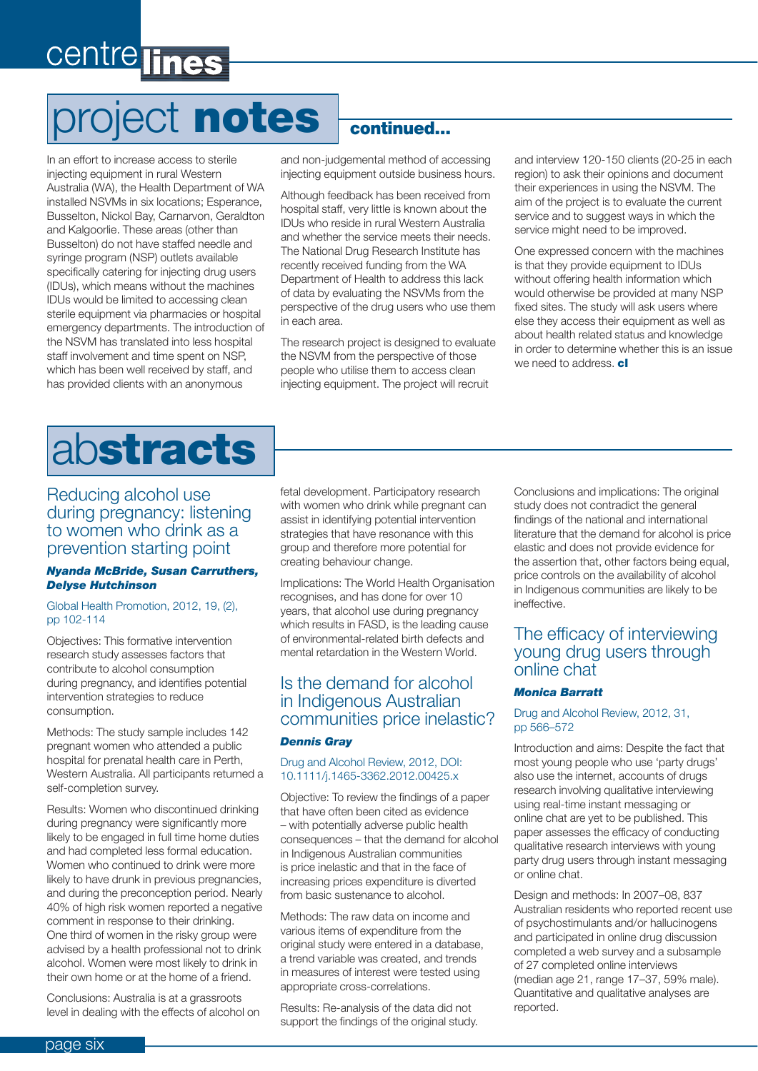# project **notes** continued...

In an effort to increase access to sterile injecting equipment in rural Western Australia (WA), the Health Department of WA installed NSVMs in six locations; Esperance, Busselton, Nickol Bay, Carnarvon, Geraldton and Kalgoorlie. These areas (other than Busselton) do not have staffed needle and syringe program (NSP) outlets available specifically catering for injecting drug users (IDUs), which means without the machines IDUs would be limited to accessing clean sterile equipment via pharmacies or hospital emergency departments. The introduction of the NSVM has translated into less hospital staff involvement and time spent on NSP, which has been well received by staff, and has provided clients with an anonymous and non-judgemental method of accessing injecting equipment outside business hours.

Although feedback has been received from hospital staff, very little is known about the IDUs who reside in rural Western Australia and whether the service meets their needs. The National Drug Research Institute has recently received funding from the WA Department of Health to address this lack of data by evaluating the NSVMs from the perspective of the drug users who use them in each area.

The research project is designed to evaluate the NSVM from the perspective of those people who utilise them to access clean injecting equipment. The project will recruit and interview 120-150 clients (20-25 in each region) to ask their opinions and document their experiences in using the NSVM. The aim of the project is to evaluate the current service and to suggest ways in which the service might need to be improved.

One expressed concern with the machines is that they provide equipment to IDUs without offering health information which would otherwise be provided at many NSP fixed sites. The study will ask users where else they access their equipment as well as about health related status and knowledge in order to determine whether this is an issue we need to address. **cl**

# ab**stracts**

## Reducing alcohol use during pregnancy: listening to women who drink as a prevention starting point

***Nyanda McBride, Susan Carruthers, Delyse Hutchinson***

Global Health Promotion, 2012, 19, (2), pp 102-114

Objectives: This formative intervention research study assesses factors that contribute to alcohol consumption during pregnancy, and identifies potential intervention strategies to reduce consumption.

Methods: The study sample includes 142 pregnant women who attended a public hospital for prenatal health care in Perth, Western Australia. All participants returned a self-completion survey.

Results: Women who discontinued drinking during pregnancy were significantly more likely to be engaged in full time home duties and had completed less formal education. Women who continued to drink were more likely to have drunk in previous pregnancies, and during the preconception period. Nearly 40% of high risk women reported a negative comment in response to their drinking. One third of women in the risky group were advised by a health professional not to drink alcohol. Women were most likely to drink in their own home or at the home of a friend.

Conclusions: Australia is at a grassroots level in dealing with the effects of alcohol on fetal development. Participatory research with women who drink while pregnant can assist in identifying potential intervention strategies that have resonance with this group and therefore more potential for creating behaviour change.

Implications: The World Health Organisation recognises, and has done for over 10 years, that alcohol use during pregnancy which results in FASD, is the leading cause of environmental-related birth defects and mental retardation in the Western World.

## Is the demand for alcohol in Indigenous Australian communities price inelastic?

***Dennis Gray***

Drug and Alcohol Review, 2012, DOI: 10.1111/j.1465-3362.2012.00425.x

Objective: To review the findings of a paper that have often been cited as evidence – with potentially adverse public health consequences – that the demand for alcohol in Indigenous Australian communities is price inelastic and that in the face of increasing prices expenditure is diverted from basic sustenance to alcohol.

Methods: The raw data on income and various items of expenditure from the original study were entered in a database, a trend variable was created, and trends in measures of interest were tested using appropriate cross-correlations.

Results: Re-analysis of the data did not support the findings of the original study.

Conclusions and implications: The original study does not contradict the general findings of the national and international literature that the demand for alcohol is price elastic and does not provide evidence for the assertion that, other factors being equal, price controls on the availability of alcohol in Indigenous communities are likely to be ineffective.

## The efficacy of interviewing young drug users through online chat

***Monica Barratt***

Drug and Alcohol Review, 2012, 31, pp 566–572

Introduction and aims: Despite the fact that most young people who use 'party drugs' also use the internet, accounts of drugs research involving qualitative interviewing using real-time instant messaging or online chat are yet to be published. This paper assesses the efficacy of conducting qualitative research interviews with young party drug users through instant messaging or online chat.

Design and methods: In 2007–08, 837 Australian residents who reported recent use of psychostimulants and/or hallucinogens and participated in online drug discussion completed a web survey and a subsample of 27 completed online interviews (median age 21, range 17–37, 59% male). Quantitative and qualitative analyses are reported.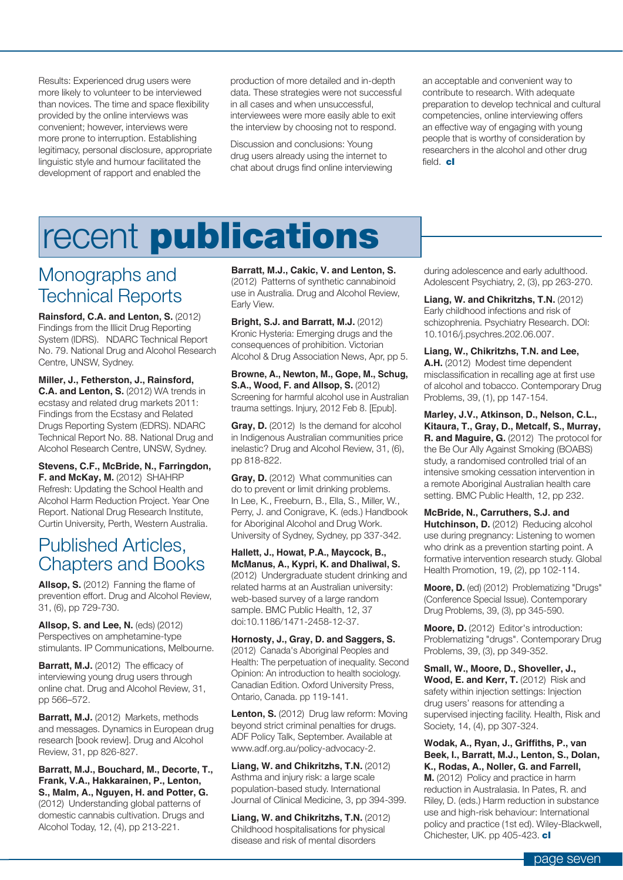Results: Experienced drug users were more likely to volunteer to be interviewed than novices. The time and space flexibility provided by the online interviews was convenient; however, interviews were more prone to interruption. Establishing legitimacy, personal disclosure, appropriate linguistic style and humour facilitated the development of rapport and enabled the production of more detailed and in-depth data. These strategies were not successful in all cases and when unsuccessful, interviewees were more easily able to exit the interview by choosing not to respond.

Discussion and conclusions: Young drug users already using the internet to chat about drugs find online interviewing an acceptable and convenient way to contribute to research. With adequate preparation to develop technical and cultural competencies, online interviewing offers an effective way of engaging with young people that is worthy of consideration by researchers in the alcohol and other drug field. **cl**

# recent **publications**

## Monographs and Technical Reports

**Rainsford, C.A. and Lenton, S.** (2012) Findings from the Illicit Drug Reporting System (IDRS). NDARC Technical Report No. 79. National Drug and Alcohol Research Centre, UNSW, Sydney.

**Miller, J., Fetherston, J., Rainsford, C.A. and Lenton, S.** (2012) WA trends in ecstasy and related drug markets 2011: Findings from the Ecstasy and Related Drugs Reporting System (EDRS). NDARC Technical Report No. 88. National Drug and Alcohol Research Centre, UNSW, Sydney.

**Stevens, C.F., McBride, N., Farringdon, F. and McKay, M.** (2012) SHAHRP Refresh: Updating the School Health and Alcohol Harm Reduction Project. Year One Report. National Drug Research Institute, Curtin University, Perth, Western Australia.

## Published Articles, Chapters and Books

**Allsop, S.** (2012) Fanning the flame of prevention effort. Drug and Alcohol Review, 31, (6), pp 729-730.

**Allsop, S. and Lee, N.** (eds) (2012) Perspectives on amphetamine-type stimulants. IP Communications, Melbourne.

**Barratt, M.J.** (2012) The efficacy of interviewing young drug users through online chat. Drug and Alcohol Review, 31, pp 566–572.

**Barratt, M.J.** (2012) Markets, methods and messages. Dynamics in European drug research [book review]. Drug and Alcohol Review, 31, pp 826-827.

**Barratt, M.J., Bouchard, M., Decorte, T., Frank, V.A., Hakkarainen, P., Lenton, S., Malm, A., Nguyen, H. and Potter, G.** (2012) Understanding global patterns of domestic cannabis cultivation. Drugs and Alcohol Today, 12, (4), pp 213-221.

**Barratt, M.J., Cakic, V. and Lenton, S.** (2012) Patterns of synthetic cannabinoid use in Australia. Drug and Alcohol Review, Early View.

**Bright, S.J. and Barratt, M.J.** (2012) Kronic Hysteria: Emerging drugs and the consequences of prohibition. Victorian Alcohol & Drug Association News, Apr, pp 5.

**Browne, A., Newton, M., Gope, M., Schug, S.A., Wood, F. and Allsop, S.** (2012) Screening for harmful alcohol use in Australian trauma settings. Injury, 2012 Feb 8. [Epub].

**Gray, D.** (2012) Is the demand for alcohol in Indigenous Australian communities price inelastic? Drug and Alcohol Review, 31, (6), pp 818-822.

**Gray, D.** (2012) What communities can do to prevent or limit drinking problems. In Lee, K., Freeburn, B., Ella, S., Miller, W., Perry, J. and Conigrave, K. (eds.) Handbook for Aboriginal Alcohol and Drug Work. University of Sydney, Sydney, pp 337-342.

**Hallett, J., Howat, P.A., Maycock, B., McManus, A., Kypri, K. and Dhaliwal, S.** (2012) Undergraduate student drinking and related harms at an Australian university: web-based survey of a large random sample. BMC Public Health, 12, 37 doi:10.1186/1471-2458-12-37.

**Hornosty, J., Gray, D. and Saggers, S.** (2012) Canada's Aboriginal Peoples and Health: The perpetuation of inequality. Second Opinion: An introduction to health sociology. Canadian Edition. Oxford University Press, Ontario, Canada. pp 119-141.

**Lenton, S.** (2012) Drug law reform: Moving beyond strict criminal penalties for drugs. ADF Policy Talk, September. Available at www.adf.org.au/policy-advocacy-2.

**Liang, W. and Chikritzhs, T.N.** (2012) Asthma and injury risk: a large scale population-based study. International Journal of Clinical Medicine, 3, pp 394-399.

**Liang, W. and Chikritzhs, T.N.** (2012) Childhood hospitalisations for physical disease and risk of mental disorders during adolescence and early adulthood. Adolescent Psychiatry, 2, (3), pp 263-270.

**Liang, W. and Chikritzhs, T.N.** (2012) Early childhood infections and risk of schizophrenia. Psychiatry Research. DOI: 10.1016/j.psychres.202.06.007.

**Liang, W., Chikritzhs, T.N. and Lee, A.H.** (2012) Modest time dependent misclassification in recalling age at first use of alcohol and tobacco. Contemporary Drug Problems, 39, (1), pp 147-154.

**Marley, J.V., Atkinson, D., Nelson, C.L., Kitaura, T., Gray, D., Metcalf, S., Murray, R. and Maguire, G.** (2012) The protocol for the Be Our Ally Against Smoking (BOABS) study, a randomised controlled trial of an intensive smoking cessation intervention in a remote Aboriginal Australian health care setting. BMC Public Health, 12, pp 232.

**McBride, N., Carruthers, S.J. and Hutchinson, D.** (2012) Reducing alcohol use during pregnancy: Listening to women who drink as a prevention starting point. A formative intervention research study. Global Health Promotion, 19, (2), pp 102-114.

**Moore, D.** (ed) (2012) Problematizing "Drugs" (Conference Special Issue). Contemporary Drug Problems, 39, (3), pp 345-590.

**Moore, D.** (2012) Editor's introduction: Problematizing "drugs". Contemporary Drug Problems, 39, (3), pp 349-352.

**Small, W., Moore, D., Shoveller, J., Wood, E. and Kerr, T.** (2012) Risk and safety within injection settings: Injection drug users' reasons for attending a supervised injecting facility. Health, Risk and Society, 14, (4), pp 307-324.

**Wodak, A., Ryan, J., Griffiths, P., van Beek, I., Barratt, M.J., Lenton, S., Dolan, K., Rodas, A., Noller, G. and Farrell, M.** (2012) Policy and practice in harm reduction in Australasia. In Pates, R. and Riley, D. (eds.) Harm reduction in substance use and high-risk behaviour: International policy and practice (1st ed). Wiley-Blackwell, Chichester, UK. pp 405-423. **cl**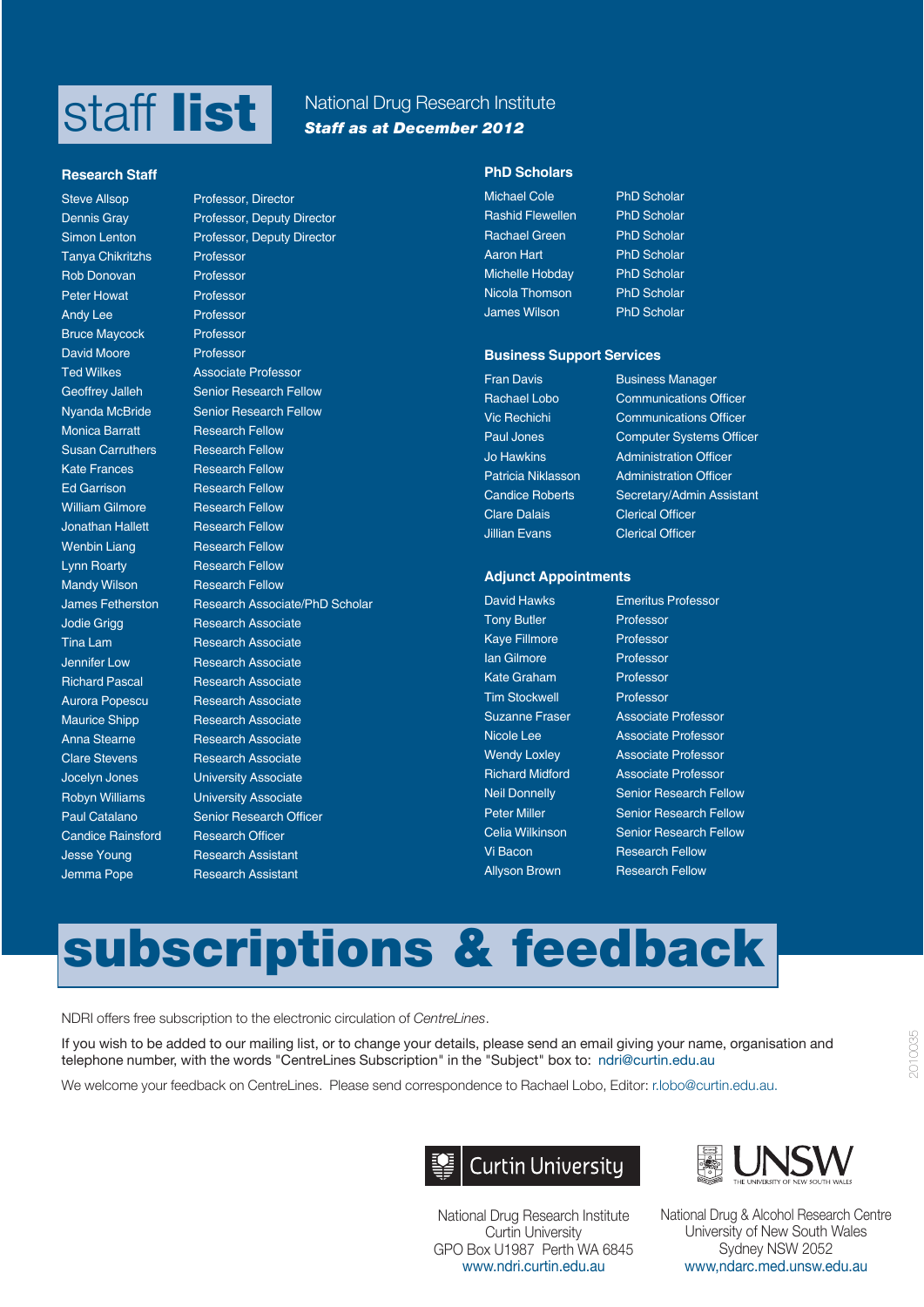# staff list

National Drug Research Institute

***Staff as at December 2012***

## Research Staff

| | |
|---|---|
| Steve Allsop | Professor, Director |
| Dennis Gray | Professor, Deputy Director |
| Simon Lenton | Professor, Deputy Director |
| Tanya Chikritzhs | Professor |
| Rob Donovan | Professor |
| Peter Howat | Professor |
| Andy Lee | Professor |
| Bruce Maycock | Professor |
| David Moore | Professor |
| Ted Wilkes | Associate Professor |
| Geoffrey Jalleh | Senior Research Fellow |
| Nyanda McBride | Senior Research Fellow |
| Monica Barratt | Research Fellow |
| Susan Carruthers | Research Fellow |
| Kate Frances | Research Fellow |
| Ed Garrison | Research Fellow |
| William Gilmore | Research Fellow |
| Jonathan Hallett | Research Fellow |
| Wenbin Liang | Research Fellow |
| Lynn Roarty | Research Fellow |
| Mandy Wilson | Research Fellow |
| James Fetherston | Research Associate/PhD Scholar |
| Jodie Grigg | Research Associate |
| Tina Lam | Research Associate |
| Jennifer Low | Research Associate |
| Richard Pascal | Research Associate |
| Aurora Popescu | Research Associate |
| Maurice Shipp | Research Associate |
| Anna Stearne | Research Associate |
| Clare Stevens | Research Associate |
| Jocelyn Jones | University Associate |
| Robyn Williams | University Associate |
| Paul Catalano | Senior Research Officer |
| Candice Rainsford | Research Officer |
| Jesse Young | Research Assistant |
| Jemma Pope | Research Assistant |

## PhD Scholars

| | |
|---|---|
| Michael Cole | PhD Scholar |
| Rashid Flewellen | PhD Scholar |
| Rachael Green | PhD Scholar |
| Aaron Hart | PhD Scholar |
| Michelle Hobday | PhD Scholar |
| Nicola Thomson | PhD Scholar |
| James Wilson | PhD Scholar |

## Business Support Services

| | |
|---|---|
| Fran Davis | Business Manager |
| Rachael Lobo | Communications Officer |
| Vic Rechichi | Communications Officer |
| Paul Jones | Computer Systems Officer |
| Jo Hawkins | Administration Officer |
| Patricia Niklasson | Administration Officer |
| Candice Roberts | Secretary/Admin Assistant |
| Clare Dalais | Clerical Officer |
| Jillian Evans | Clerical Officer |

## Adjunct Appointments

| | |
|---|---|
| David Hawks | Emeritus Professor |
| Tony Butler | Professor |
| Kaye Fillmore | Professor |
| Ian Gilmore | Professor |
| Kate Graham | Professor |
| Tim Stockwell | Professor |
| Suzanne Fraser | Associate Professor |
| Nicole Lee | Associate Professor |
| Wendy Loxley | Associate Professor |
| Richard Midford | Associate Professor |
| Neil Donnelly | Senior Research Fellow |
| Peter Miller | Senior Research Fellow |
| Celia Wilkinson | Senior Research Fellow |
| Vi Bacon | Research Fellow |
| Allyson Brown | Research Fellow |

# subscriptions & feedback

NDRI offers free subscription to the electronic circulation of *CentreLines*.

If you wish to be added to our mailing list, or to change your details, please send an email giving your name, organisation and telephone number, with the words "CentreLines Subscription" in the "Subject" box to: ndri@curtin.edu.au

We welcome your feedback on CentreLines. Please send correspondence to Rachael Lobo, Editor: r.lobo@curtin.edu.au.

Curtin University

National Drug Research Institute
Curtin University
GPO Box U1987 Perth WA 6845
www.ndri.curtin.edu.au

UNSW
THE UNIVERSITY OF NEW SOUTH WALES

National Drug & Alcohol Research Centre
University of New South Wales
Sydney NSW 2052
www,ndarc.med.unsw.edu.au

2010035